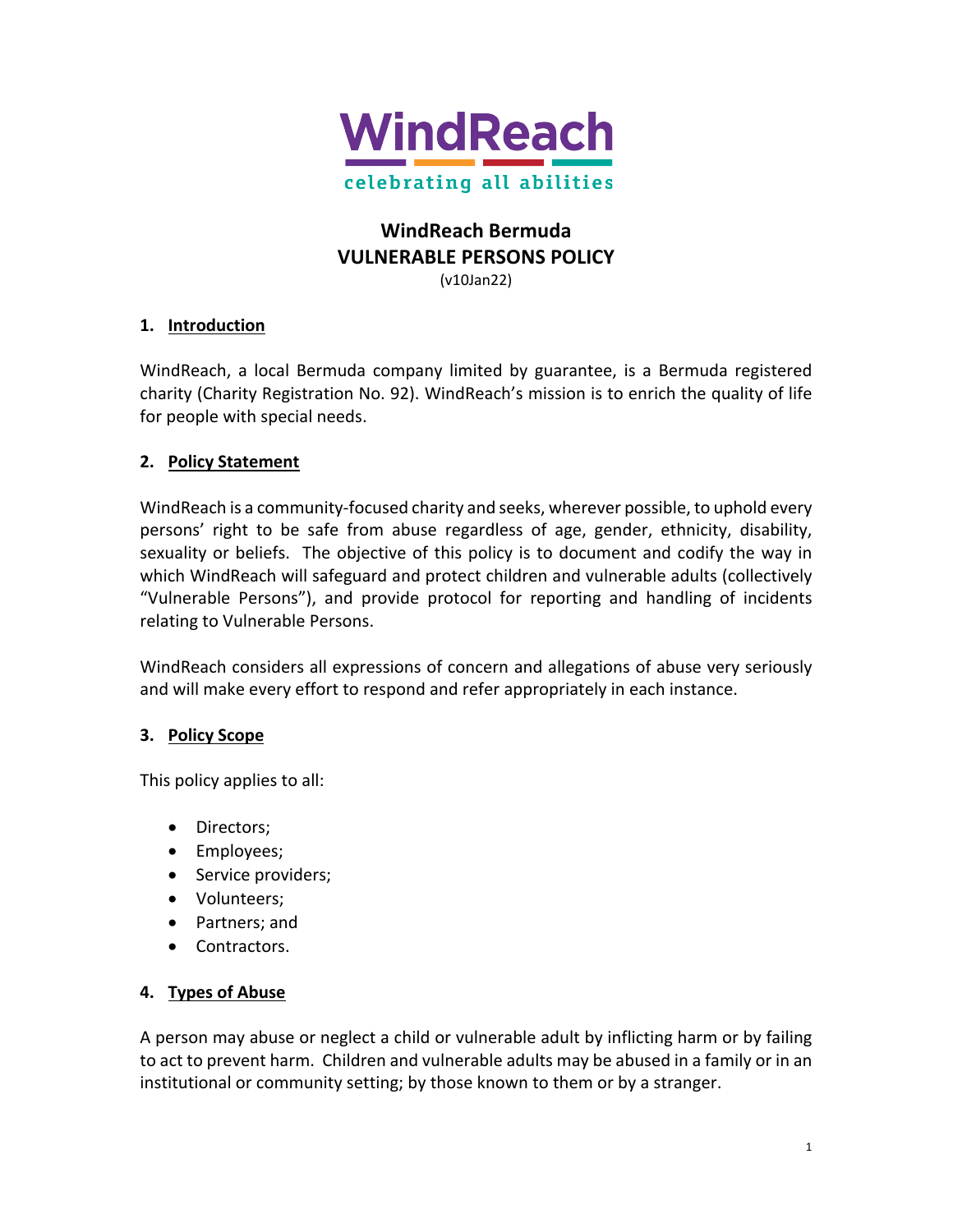WindReach

celebrating all abilities

# WindReach Bermuda
# VULNERABLE PERSONS POLICY

(v10Jan22)

## 1. Introduction

WindReach, a local Bermuda company limited by guarantee, is a Bermuda registered charity (Charity Registration No. 92). WindReach's mission is to enrich the quality of life for people with special needs.

## 2. Policy Statement

WindReach is a community-focused charity and seeks, wherever possible, to uphold every persons' right to be safe from abuse regardless of age, gender, ethnicity, disability, sexuality or beliefs. The objective of this policy is to document and codify the way in which WindReach will safeguard and protect children and vulnerable adults (collectively "Vulnerable Persons"), and provide protocol for reporting and handling of incidents relating to Vulnerable Persons.

WindReach considers all expressions of concern and allegations of abuse very seriously and will make every effort to respond and refer appropriately in each instance.

## 3. Policy Scope

This policy applies to all:

- Directors;
- Employees;
- Service providers;
- Volunteers;
- Partners; and
- Contractors.

## 4. Types of Abuse

A person may abuse or neglect a child or vulnerable adult by inflicting harm or by failing to act to prevent harm. Children and vulnerable adults may be abused in a family or in an institutional or community setting; by those known to them or by a stranger.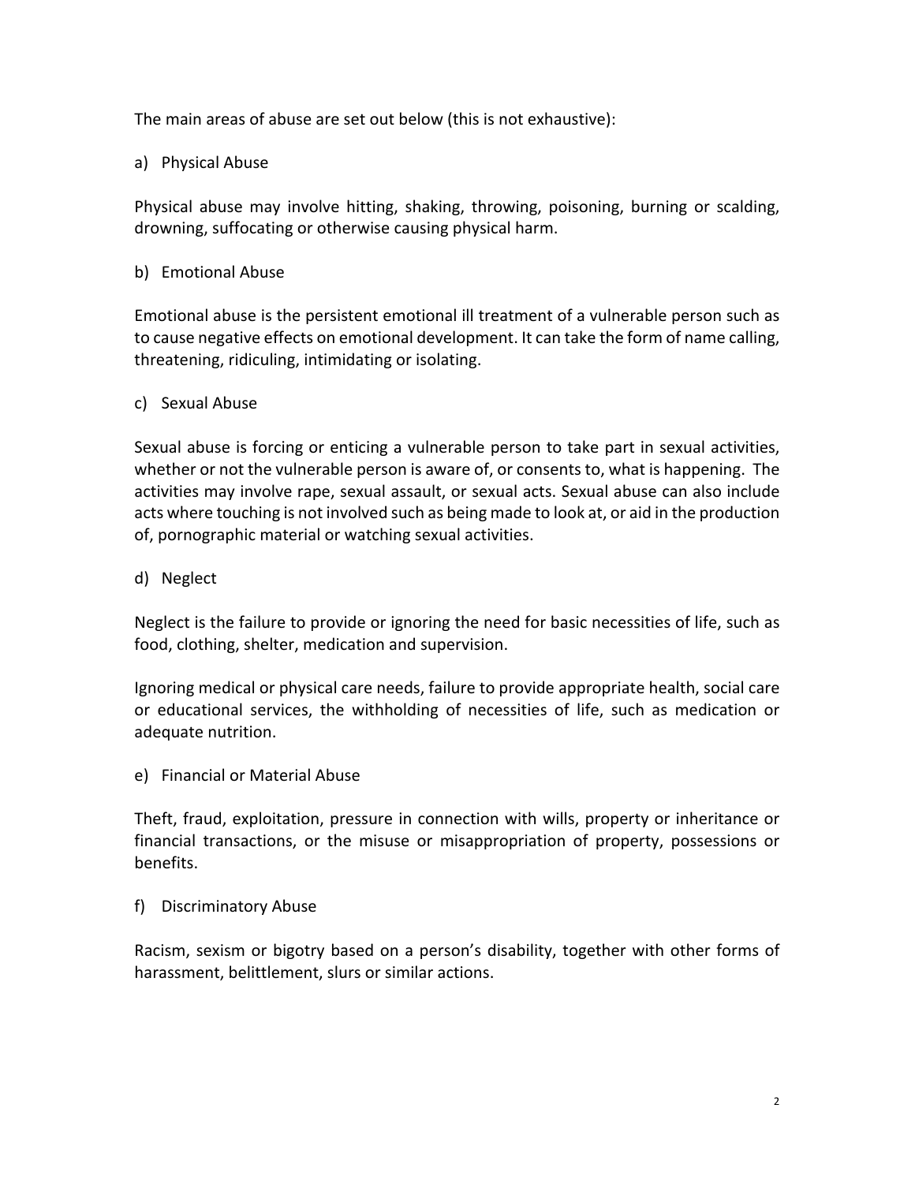The main areas of abuse are set out below (this is not exhaustive):

a) Physical Abuse

Physical abuse may involve hitting, shaking, throwing, poisoning, burning or scalding, drowning, suffocating or otherwise causing physical harm.

b) Emotional Abuse

Emotional abuse is the persistent emotional ill treatment of a vulnerable person such as to cause negative effects on emotional development. It can take the form of name calling, threatening, ridiculing, intimidating or isolating.

c) Sexual Abuse

Sexual abuse is forcing or enticing a vulnerable person to take part in sexual activities, whether or not the vulnerable person is aware of, or consents to, what is happening. The activities may involve rape, sexual assault, or sexual acts. Sexual abuse can also include acts where touching is not involved such as being made to look at, or aid in the production of, pornographic material or watching sexual activities.

d) Neglect

Neglect is the failure to provide or ignoring the need for basic necessities of life, such as food, clothing, shelter, medication and supervision.

Ignoring medical or physical care needs, failure to provide appropriate health, social care or educational services, the withholding of necessities of life, such as medication or adequate nutrition.

e) Financial or Material Abuse

Theft, fraud, exploitation, pressure in connection with wills, property or inheritance or financial transactions, or the misuse or misappropriation of property, possessions or benefits.

f) Discriminatory Abuse

Racism, sexism or bigotry based on a person's disability, together with other forms of harassment, belittlement, slurs or similar actions.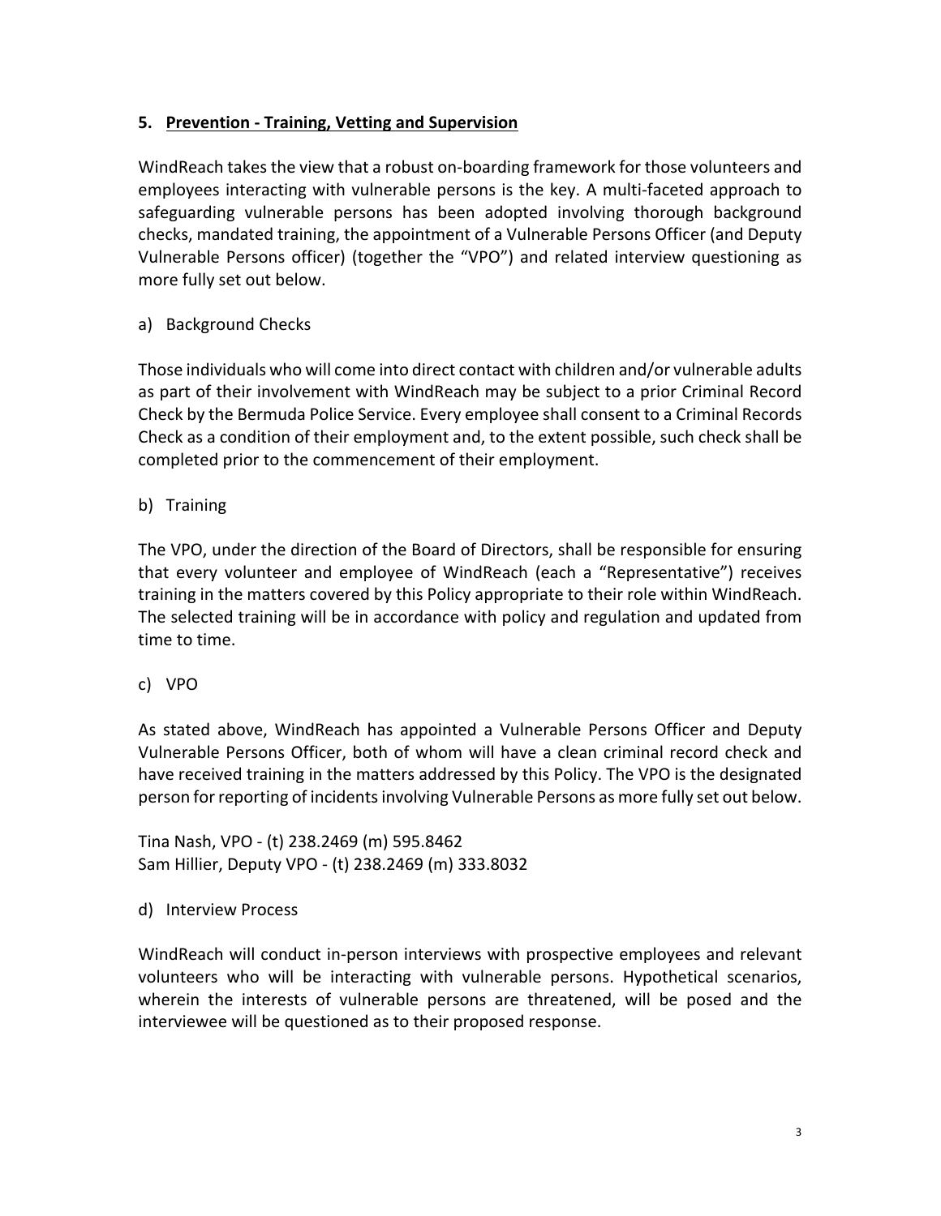## 5. <u>Prevention - Training, Vetting and Supervision</u>

WindReach takes the view that a robust on-boarding framework for those volunteers and employees interacting with vulnerable persons is the key. A multi-faceted approach to safeguarding vulnerable persons has been adopted involving thorough background checks, mandated training, the appointment of a Vulnerable Persons Officer (and Deputy Vulnerable Persons officer) (together the "VPO") and related interview questioning as more fully set out below.

a) Background Checks

Those individuals who will come into direct contact with children and/or vulnerable adults as part of their involvement with WindReach may be subject to a prior Criminal Record Check by the Bermuda Police Service. Every employee shall consent to a Criminal Records Check as a condition of their employment and, to the extent possible, such check shall be completed prior to the commencement of their employment.

b) Training

The VPO, under the direction of the Board of Directors, shall be responsible for ensuring that every volunteer and employee of WindReach (each a "Representative") receives training in the matters covered by this Policy appropriate to their role within WindReach. The selected training will be in accordance with policy and regulation and updated from time to time.

c) VPO

As stated above, WindReach has appointed a Vulnerable Persons Officer and Deputy Vulnerable Persons Officer, both of whom will have a clean criminal record check and have received training in the matters addressed by this Policy. The VPO is the designated person for reporting of incidents involving Vulnerable Persons as more fully set out below.

Tina Nash, VPO - (t) 238.2469 (m) 595.8462
Sam Hillier, Deputy VPO - (t) 238.2469 (m) 333.8032

d) Interview Process

WindReach will conduct in-person interviews with prospective employees and relevant volunteers who will be interacting with vulnerable persons. Hypothetical scenarios, wherein the interests of vulnerable persons are threatened, will be posed and the interviewee will be questioned as to their proposed response.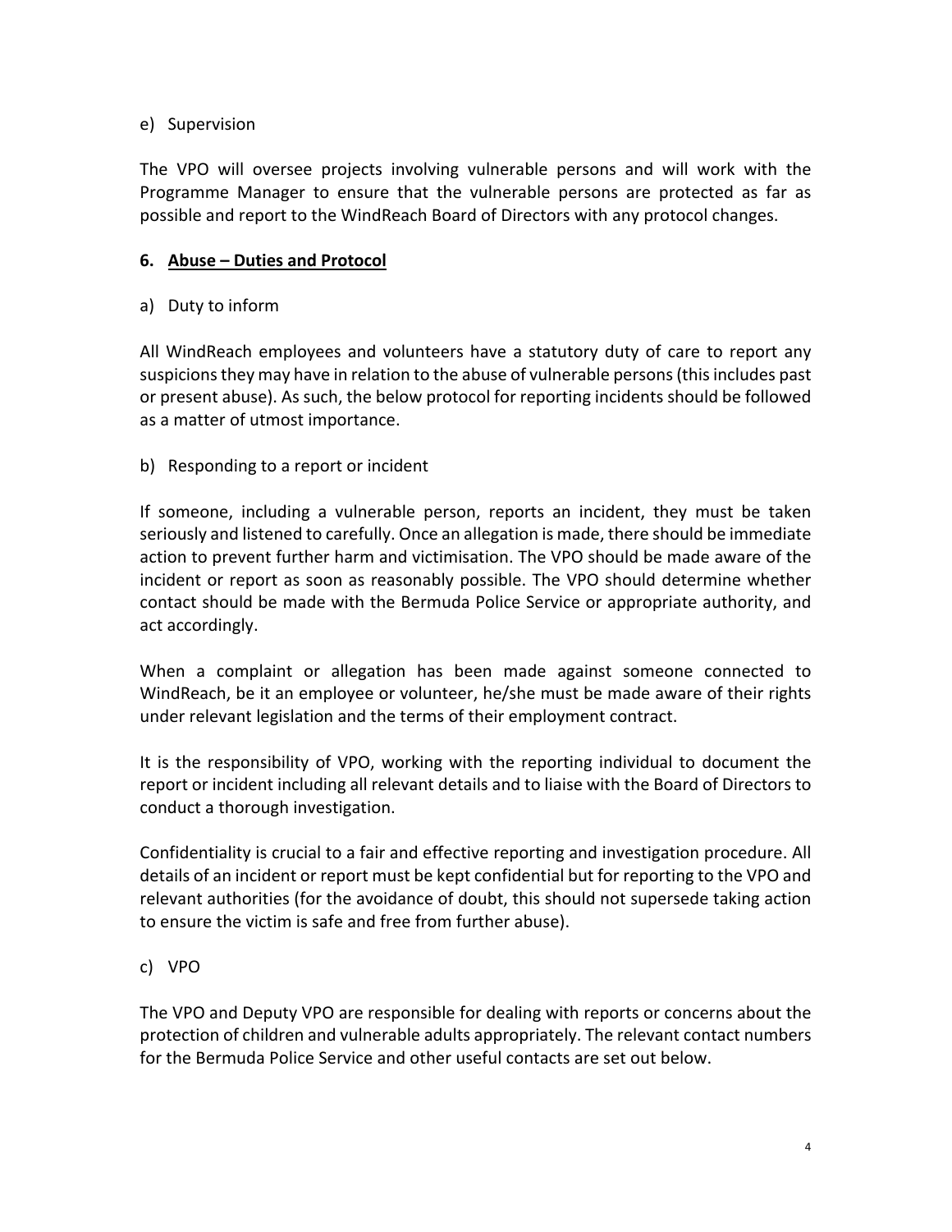e) Supervision

The VPO will oversee projects involving vulnerable persons and will work with the Programme Manager to ensure that the vulnerable persons are protected as far as possible and report to the WindReach Board of Directors with any protocol changes.

## 6. Abuse – Duties and Protocol

a) Duty to inform

All WindReach employees and volunteers have a statutory duty of care to report any suspicions they may have in relation to the abuse of vulnerable persons (this includes past or present abuse). As such, the below protocol for reporting incidents should be followed as a matter of utmost importance.

b) Responding to a report or incident

If someone, including a vulnerable person, reports an incident, they must be taken seriously and listened to carefully. Once an allegation is made, there should be immediate action to prevent further harm and victimisation. The VPO should be made aware of the incident or report as soon as reasonably possible. The VPO should determine whether contact should be made with the Bermuda Police Service or appropriate authority, and act accordingly.

When a complaint or allegation has been made against someone connected to WindReach, be it an employee or volunteer, he/she must be made aware of their rights under relevant legislation and the terms of their employment contract.

It is the responsibility of VPO, working with the reporting individual to document the report or incident including all relevant details and to liaise with the Board of Directors to conduct a thorough investigation.

Confidentiality is crucial to a fair and effective reporting and investigation procedure. All details of an incident or report must be kept confidential but for reporting to the VPO and relevant authorities (for the avoidance of doubt, this should not supersede taking action to ensure the victim is safe and free from further abuse).

c) VPO

The VPO and Deputy VPO are responsible for dealing with reports or concerns about the protection of children and vulnerable adults appropriately. The relevant contact numbers for the Bermuda Police Service and other useful contacts are set out below.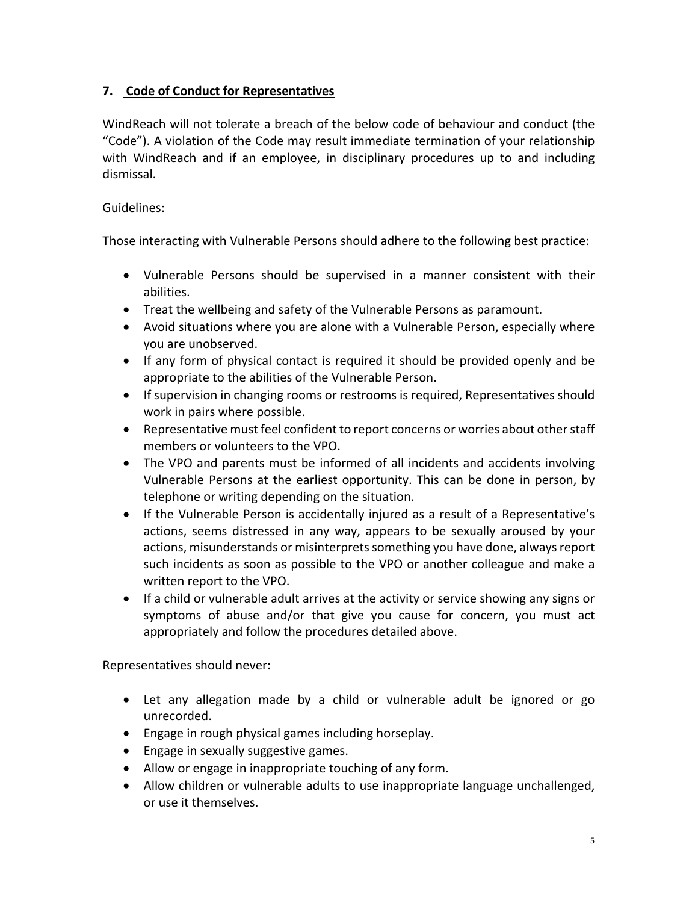## 7. Code of Conduct for Representatives

WindReach will not tolerate a breach of the below code of behaviour and conduct (the "Code"). A violation of the Code may result immediate termination of your relationship with WindReach and if an employee, in disciplinary procedures up to and including dismissal.

Guidelines:

Those interacting with Vulnerable Persons should adhere to the following best practice:

- Vulnerable Persons should be supervised in a manner consistent with their abilities.
- Treat the wellbeing and safety of the Vulnerable Persons as paramount.
- Avoid situations where you are alone with a Vulnerable Person, especially where you are unobserved.
- If any form of physical contact is required it should be provided openly and be appropriate to the abilities of the Vulnerable Person.
- If supervision in changing rooms or restrooms is required, Representatives should work in pairs where possible.
- Representative must feel confident to report concerns or worries about other staff members or volunteers to the VPO.
- The VPO and parents must be informed of all incidents and accidents involving Vulnerable Persons at the earliest opportunity. This can be done in person, by telephone or writing depending on the situation.
- If the Vulnerable Person is accidentally injured as a result of a Representative's actions, seems distressed in any way, appears to be sexually aroused by your actions, misunderstands or misinterprets something you have done, always report such incidents as soon as possible to the VPO or another colleague and make a written report to the VPO.
- If a child or vulnerable adult arrives at the activity or service showing any signs or symptoms of abuse and/or that give you cause for concern, you must act appropriately and follow the procedures detailed above.

Representatives should never**:**

- Let any allegation made by a child or vulnerable adult be ignored or go unrecorded.
- Engage in rough physical games including horseplay.
- Engage in sexually suggestive games.
- Allow or engage in inappropriate touching of any form.
- Allow children or vulnerable adults to use inappropriate language unchallenged, or use it themselves.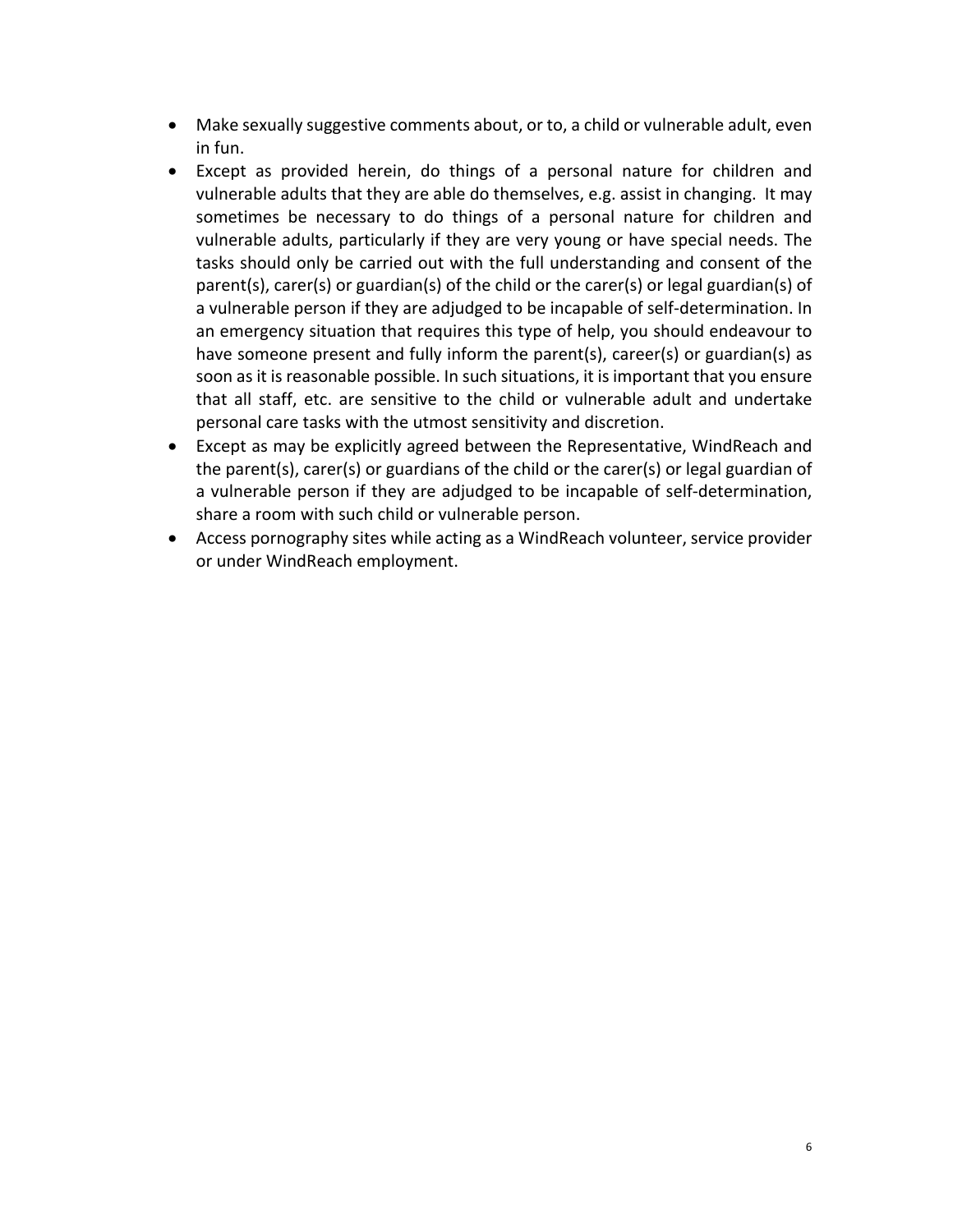- Make sexually suggestive comments about, or to, a child or vulnerable adult, even in fun.
- Except as provided herein, do things of a personal nature for children and vulnerable adults that they are able do themselves, e.g. assist in changing. It may sometimes be necessary to do things of a personal nature for children and vulnerable adults, particularly if they are very young or have special needs. The tasks should only be carried out with the full understanding and consent of the parent(s), carer(s) or guardian(s) of the child or the carer(s) or legal guardian(s) of a vulnerable person if they are adjudged to be incapable of self-determination. In an emergency situation that requires this type of help, you should endeavour to have someone present and fully inform the parent(s), career(s) or guardian(s) as soon as it is reasonable possible. In such situations, it is important that you ensure that all staff, etc. are sensitive to the child or vulnerable adult and undertake personal care tasks with the utmost sensitivity and discretion.
- Except as may be explicitly agreed between the Representative, WindReach and the parent(s), carer(s) or guardians of the child or the carer(s) or legal guardian of a vulnerable person if they are adjudged to be incapable of self-determination, share a room with such child or vulnerable person.
- Access pornography sites while acting as a WindReach volunteer, service provider or under WindReach employment.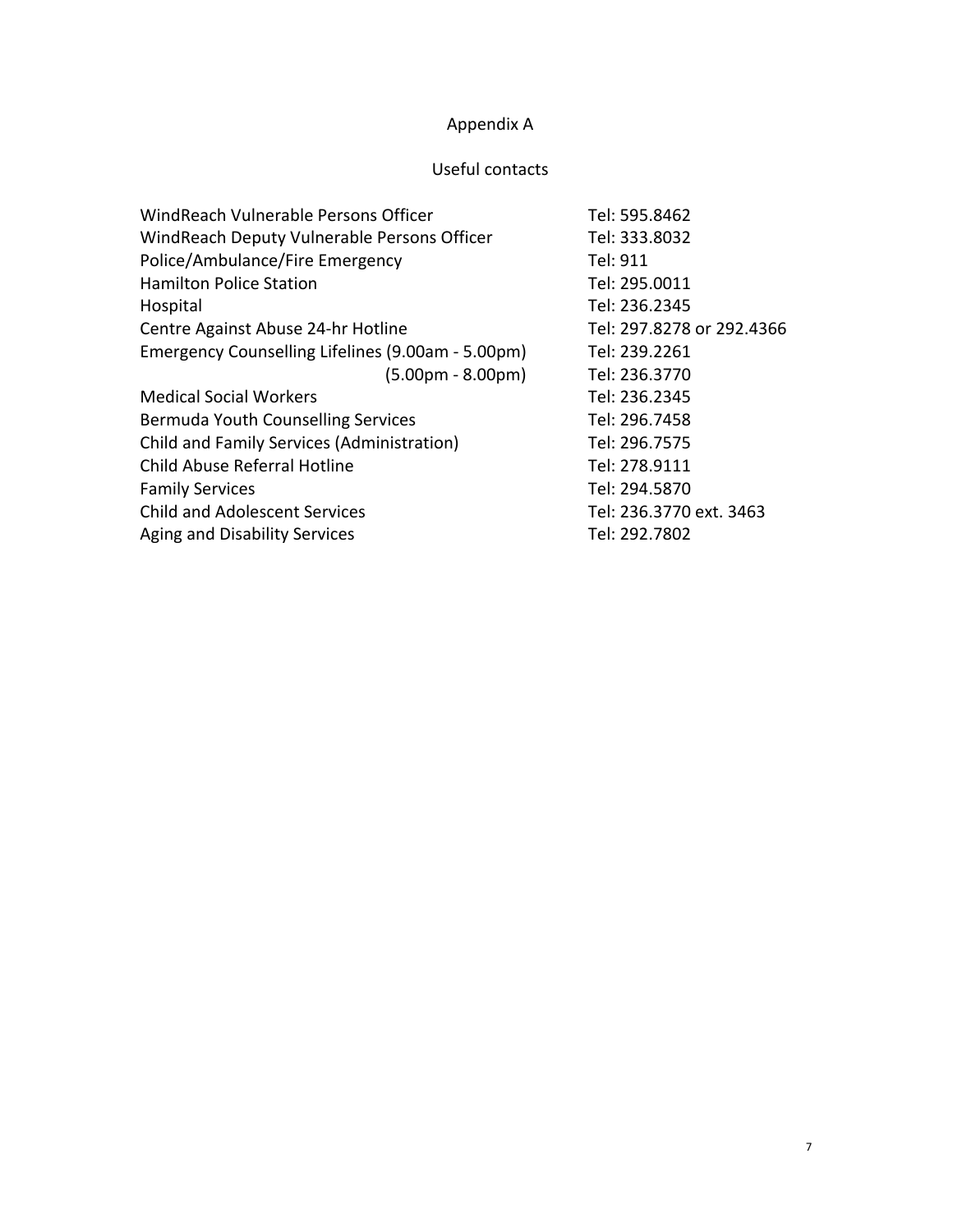# Appendix A

## Useful contacts

| | |
|---|---|
| WindReach Vulnerable Persons Officer | Tel: 595.8462 |
| WindReach Deputy Vulnerable Persons Officer | Tel: 333.8032 |
| Police/Ambulance/Fire Emergency | Tel: 911 |
| Hamilton Police Station | Tel: 295.0011 |
| Hospital | Tel: 236.2345 |
| Centre Against Abuse 24-hr Hotline | Tel: 297.8278 or 292.4366 |
| Emergency Counselling Lifelines (9.00am - 5.00pm) | Tel: 239.2261 |
| (5.00pm - 8.00pm) | Tel: 236.3770 |
| Medical Social Workers | Tel: 236.2345 |
| Bermuda Youth Counselling Services | Tel: 296.7458 |
| Child and Family Services (Administration) | Tel: 296.7575 |
| Child Abuse Referral Hotline | Tel: 278.9111 |
| Family Services | Tel: 294.5870 |
| Child and Adolescent Services | Tel: 236.3770 ext. 3463 |
| Aging and Disability Services | Tel: 292.7802 |